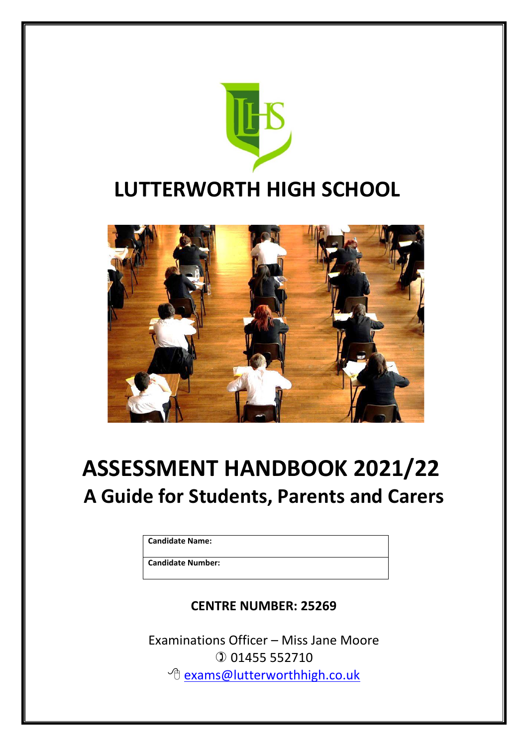# LUTTERWORTH HIGH SCHOOL

# ASSESSMENT HANDBOOK 2021/22

## A Guide for Students, Parents and Carers

| Candidate Name: |
| --- |
| Candidate Number: |

**CENTRE NUMBER: 25269**

Examinations Officer – Miss Jane Moore

01455 552710

exams@lutterworthhigh.co.uk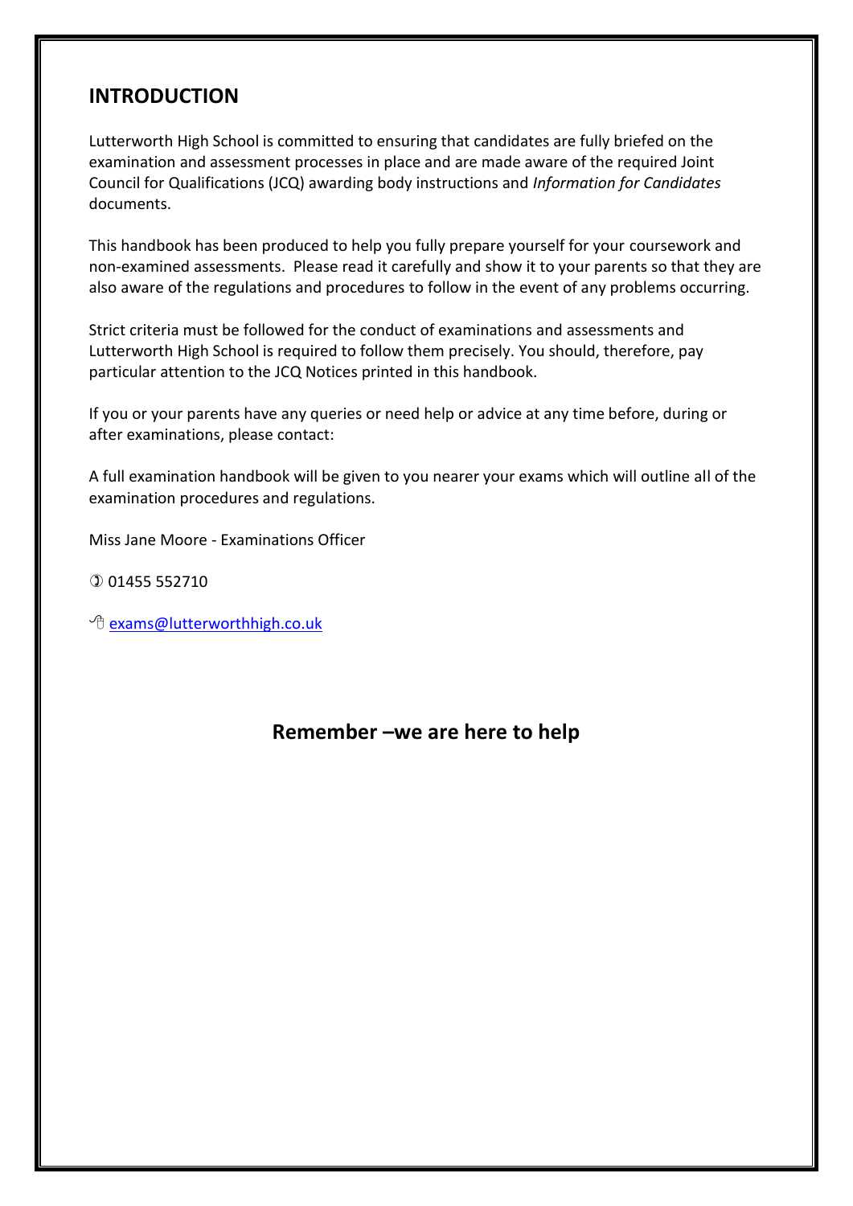## INTRODUCTION

Lutterworth High School is committed to ensuring that candidates are fully briefed on the examination and assessment processes in place and are made aware of the required Joint Council for Qualifications (JCQ) awarding body instructions and *Information for Candidates* documents.

This handbook has been produced to help you fully prepare yourself for your coursework and non-examined assessments. Please read it carefully and show it to your parents so that they are also aware of the regulations and procedures to follow in the event of any problems occurring.

Strict criteria must be followed for the conduct of examinations and assessments and Lutterworth High School is required to follow them precisely. You should, therefore, pay particular attention to the JCQ Notices printed in this handbook.

If you or your parents have any queries or need help or advice at any time before, during or after examinations, please contact:

A full examination handbook will be given to you nearer your exams which will outline all of the examination procedures and regulations.

Miss Jane Moore - Examinations Officer

✆ 01455 552710

🖱 exams@lutterworthhigh.co.uk

**Remember –we are here to help**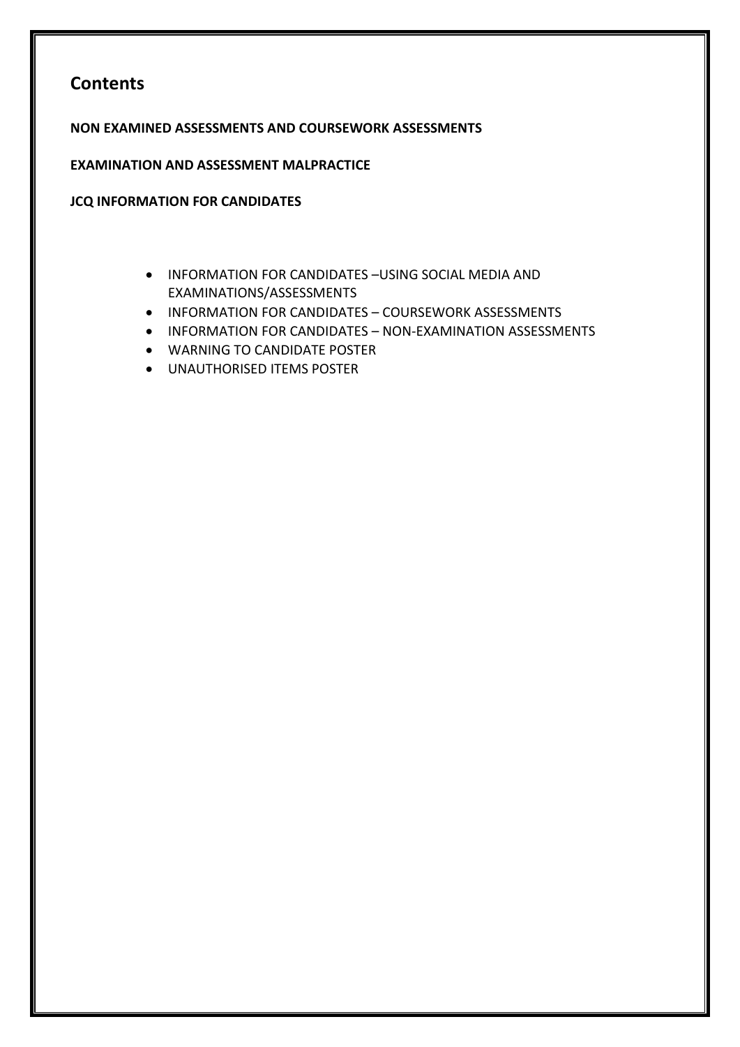# Contents

**NON EXAMINED ASSESSMENTS AND COURSEWORK ASSESSMENTS**

**EXAMINATION AND ASSESSMENT MALPRACTICE**

**JCQ INFORMATION FOR CANDIDATES**

- INFORMATION FOR CANDIDATES –USING SOCIAL MEDIA AND EXAMINATIONS/ASSESSMENTS
- INFORMATION FOR CANDIDATES – COURSEWORK ASSESSMENTS
- INFORMATION FOR CANDIDATES – NON-EXAMINATION ASSESSMENTS
- WARNING TO CANDIDATE POSTER
- UNAUTHORISED ITEMS POSTER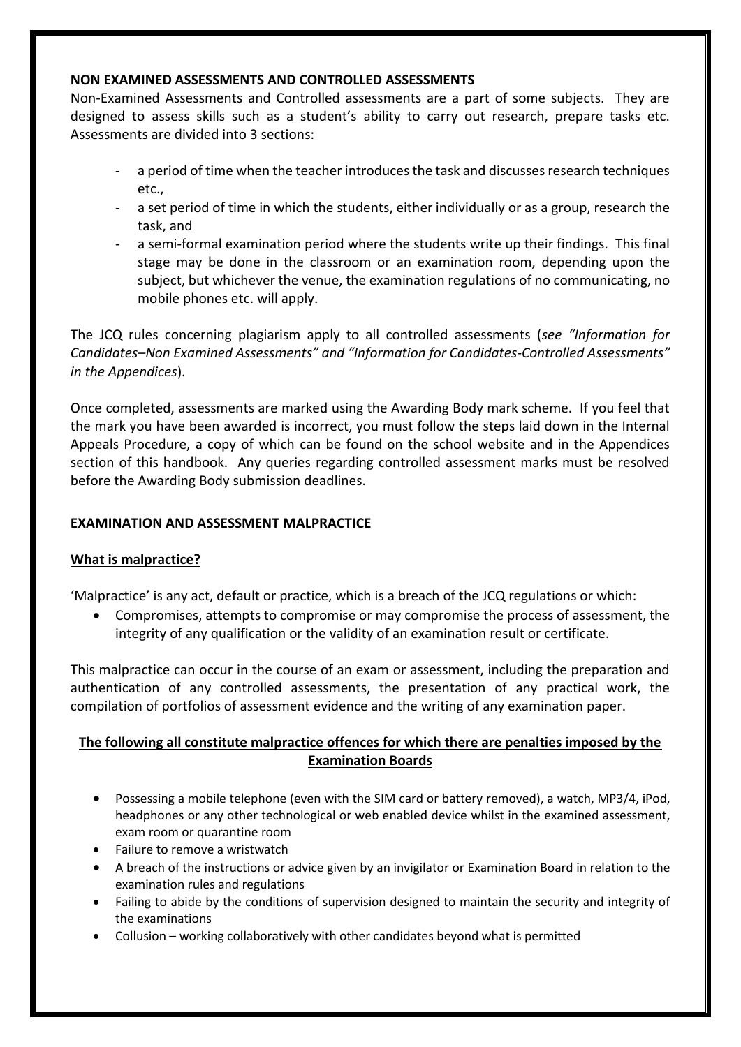## NON EXAMINED ASSESSMENTS AND CONTROLLED ASSESSMENTS

Non-Examined Assessments and Controlled assessments are a part of some subjects. They are designed to assess skills such as a student's ability to carry out research, prepare tasks etc. Assessments are divided into 3 sections:

- a period of time when the teacher introduces the task and discusses research techniques etc.,
- a set period of time in which the students, either individually or as a group, research the task, and
- a semi-formal examination period where the students write up their findings. This final stage may be done in the classroom or an examination room, depending upon the subject, but whichever the venue, the examination regulations of no communicating, no mobile phones etc. will apply.

The JCQ rules concerning plagiarism apply to all controlled assessments (*see "Information for Candidates–Non Examined Assessments" and "Information for Candidates-Controlled Assessments" in the Appendices*).

Once completed, assessments are marked using the Awarding Body mark scheme. If you feel that the mark you have been awarded is incorrect, you must follow the steps laid down in the Internal Appeals Procedure, a copy of which can be found on the school website and in the Appendices section of this handbook. Any queries regarding controlled assessment marks must be resolved before the Awarding Body submission deadlines.

## EXAMINATION AND ASSESSMENT MALPRACTICE

### What is malpractice?

'Malpractice' is any act, default or practice, which is a breach of the JCQ regulations or which:

- Compromises, attempts to compromise or may compromise the process of assessment, the integrity of any qualification or the validity of an examination result or certificate.

This malpractice can occur in the course of an exam or assessment, including the preparation and authentication of any controlled assessments, the presentation of any practical work, the compilation of portfolios of assessment evidence and the writing of any examination paper.

### The following all constitute malpractice offences for which there are penalties imposed by the Examination Boards

- Possessing a mobile telephone (even with the SIM card or battery removed), a watch, MP3/4, iPod, headphones or any other technological or web enabled device whilst in the examined assessment, exam room or quarantine room
- Failure to remove a wristwatch
- A breach of the instructions or advice given by an invigilator or Examination Board in relation to the examination rules and regulations
- Failing to abide by the conditions of supervision designed to maintain the security and integrity of the examinations
- Collusion – working collaboratively with other candidates beyond what is permitted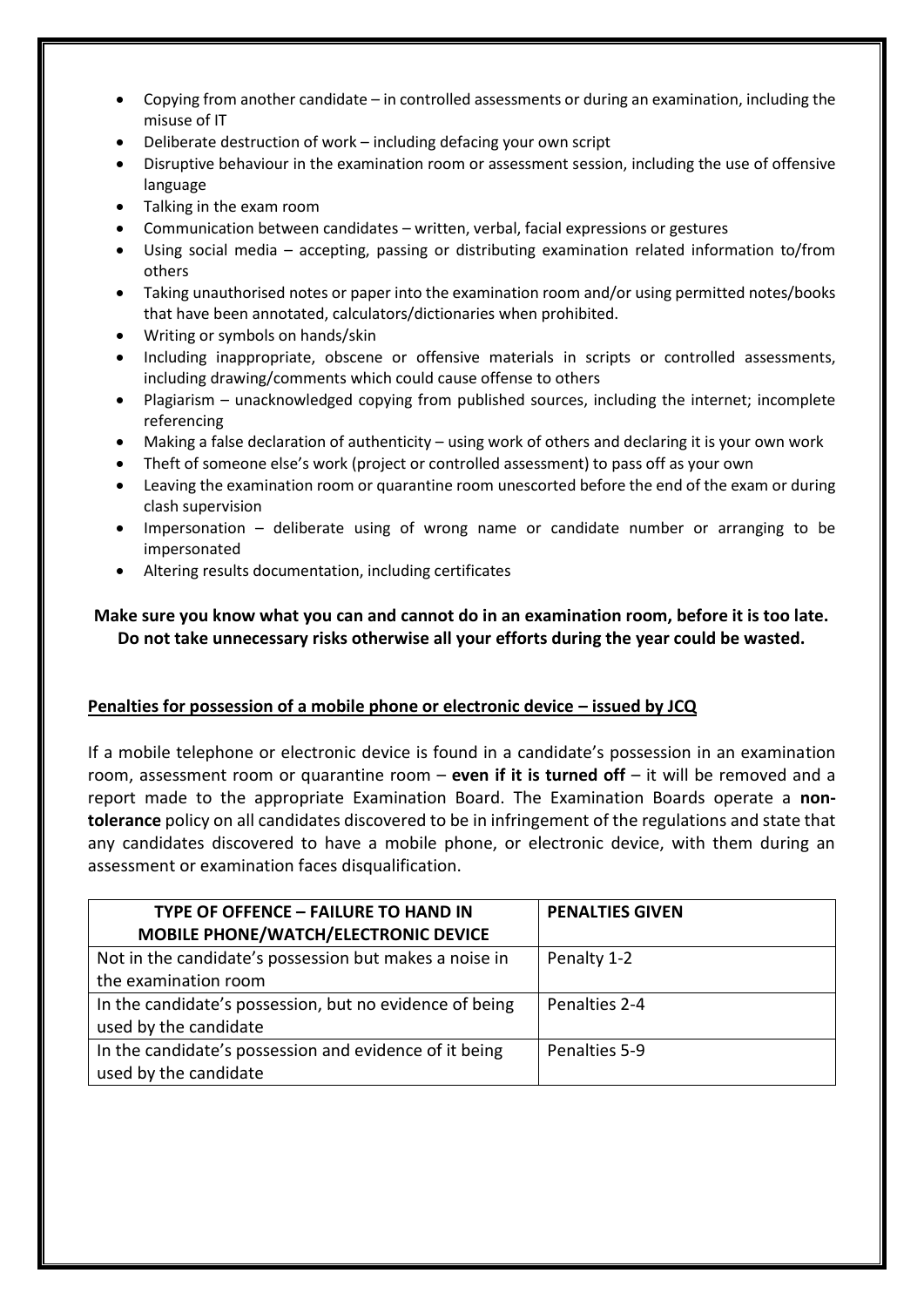- Copying from another candidate – in controlled assessments or during an examination, including the misuse of IT
- Deliberate destruction of work – including defacing your own script
- Disruptive behaviour in the examination room or assessment session, including the use of offensive language
- Talking in the exam room
- Communication between candidates – written, verbal, facial expressions or gestures
- Using social media – accepting, passing or distributing examination related information to/from others
- Taking unauthorised notes or paper into the examination room and/or using permitted notes/books that have been annotated, calculators/dictionaries when prohibited.
- Writing or symbols on hands/skin
- Including inappropriate, obscene or offensive materials in scripts or controlled assessments, including drawing/comments which could cause offense to others
- Plagiarism – unacknowledged copying from published sources, including the internet; incomplete referencing
- Making a false declaration of authenticity – using work of others and declaring it is your own work
- Theft of someone else's work (project or controlled assessment) to pass off as your own
- Leaving the examination room or quarantine room unescorted before the end of the exam or during clash supervision
- Impersonation – deliberate using of wrong name or candidate number or arranging to be impersonated
- Altering results documentation, including certificates

**Make sure you know what you can and cannot do in an examination room, before it is too late. Do not take unnecessary risks otherwise all your efforts during the year could be wasted.**

**Penalties for possession of a mobile phone or electronic device – issued by JCQ**

If a mobile telephone or electronic device is found in a candidate's possession in an examination room, assessment room or quarantine room – **even if it is turned off** – it will be removed and a report made to the appropriate Examination Board. The Examination Boards operate a **non-tolerance** policy on all candidates discovered to be in infringement of the regulations and state that any candidates discovered to have a mobile phone, or electronic device, with them during an assessment or examination faces disqualification.

| TYPE OF OFFENCE – FAILURE TO HAND IN MOBILE PHONE/WATCH/ELECTRONIC DEVICE | PENALTIES GIVEN |
|---|---|
| Not in the candidate's possession but makes a noise in the examination room | Penalty 1-2 |
| In the candidate's possession, but no evidence of being used by the candidate | Penalties 2-4 |
| In the candidate's possession and evidence of it being used by the candidate | Penalties 5-9 |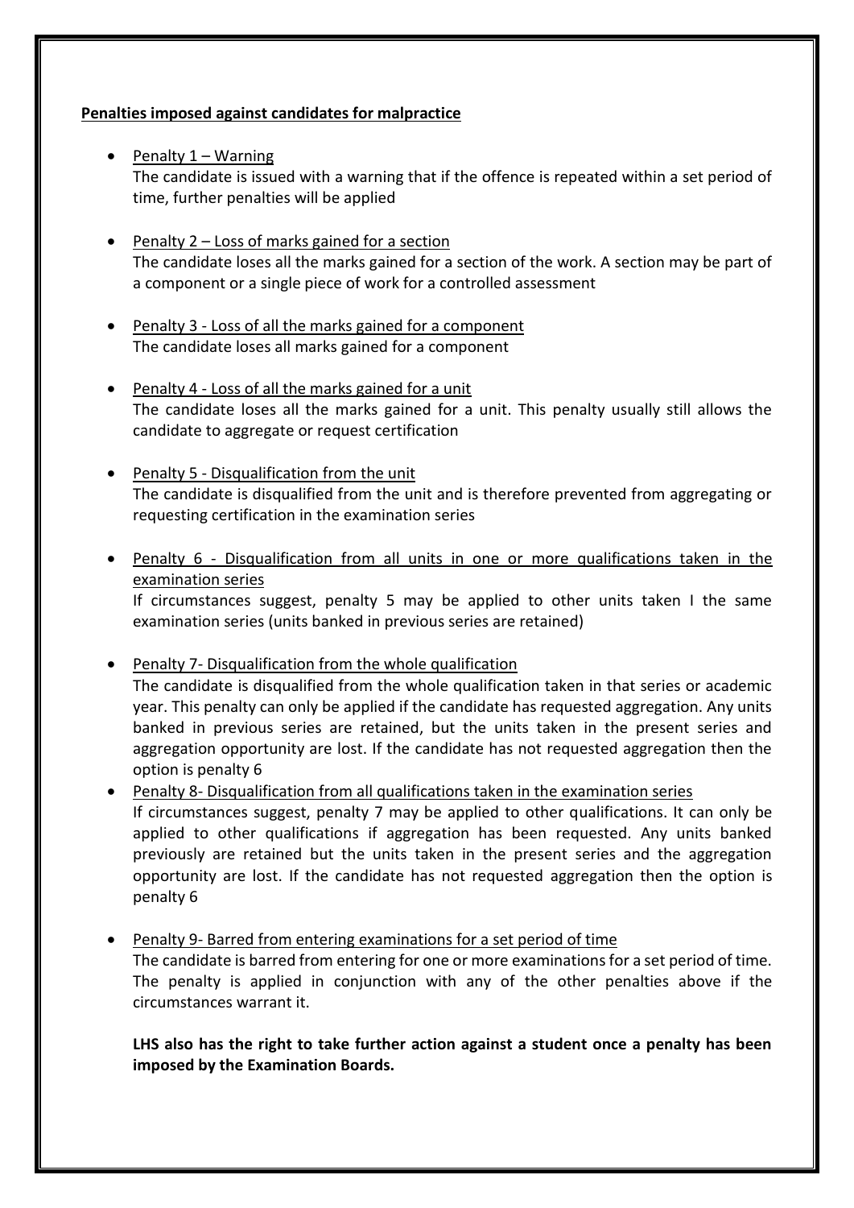**Penalties imposed against candidates for malpractice**

- Penalty 1 – Warning
  The candidate is issued with a warning that if the offence is repeated within a set period of time, further penalties will be applied

- Penalty 2 – Loss of marks gained for a section
  The candidate loses all the marks gained for a section of the work. A section may be part of a component or a single piece of work for a controlled assessment

- Penalty 3 - Loss of all the marks gained for a component
  The candidate loses all marks gained for a component

- Penalty 4 - Loss of all the marks gained for a unit
  The candidate loses all the marks gained for a unit. This penalty usually still allows the candidate to aggregate or request certification

- Penalty 5 - Disqualification from the unit
  The candidate is disqualified from the unit and is therefore prevented from aggregating or requesting certification in the examination series

- Penalty 6 - Disqualification from all units in one or more qualifications taken in the examination series
  If circumstances suggest, penalty 5 may be applied to other units taken I the same examination series (units banked in previous series are retained)

- Penalty 7- Disqualification from the whole qualification
  The candidate is disqualified from the whole qualification taken in that series or academic year. This penalty can only be applied if the candidate has requested aggregation. Any units banked in previous series are retained, but the units taken in the present series and aggregation opportunity are lost. If the candidate has not requested aggregation then the option is penalty 6

- Penalty 8- Disqualification from all qualifications taken in the examination series
  If circumstances suggest, penalty 7 may be applied to other qualifications. It can only be applied to other qualifications if aggregation has been requested. Any units banked previously are retained but the units taken in the present series and the aggregation opportunity are lost. If the candidate has not requested aggregation then the option is penalty 6

- Penalty 9- Barred from entering examinations for a set period of time
  The candidate is barred from entering for one or more examinations for a set period of time. The penalty is applied in conjunction with any of the other penalties above if the circumstances warrant it.

  **LHS also has the right to take further action against a student once a penalty has been imposed by the Examination Boards.**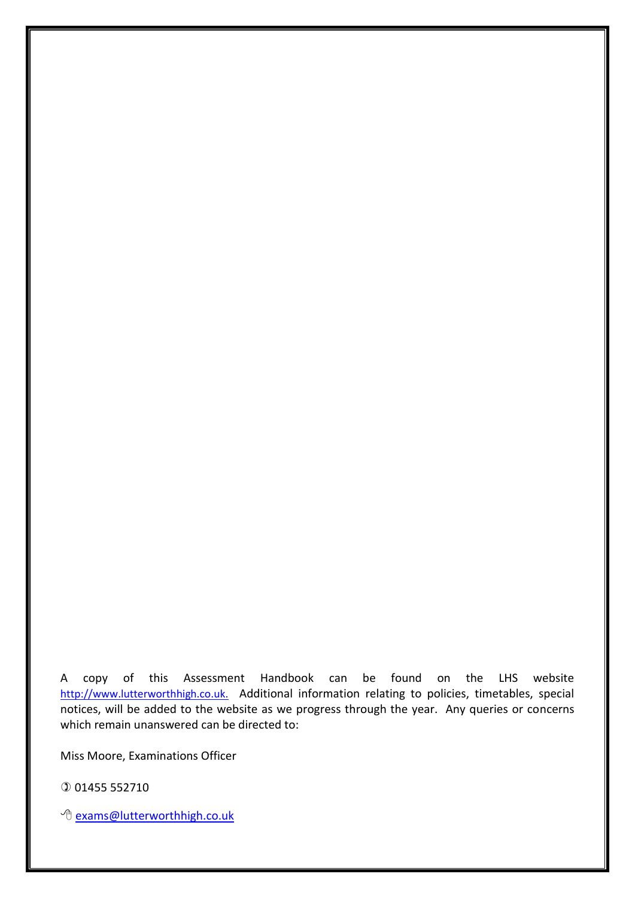A copy of this Assessment Handbook can be found on the LHS website http://www.lutterworthhigh.co.uk. Additional information relating to policies, timetables, special notices, will be added to the website as we progress through the year. Any queries or concerns which remain unanswered can be directed to:

Miss Moore, Examinations Officer

✆ 01455 552710

🖱 exams@lutterworthhigh.co.uk